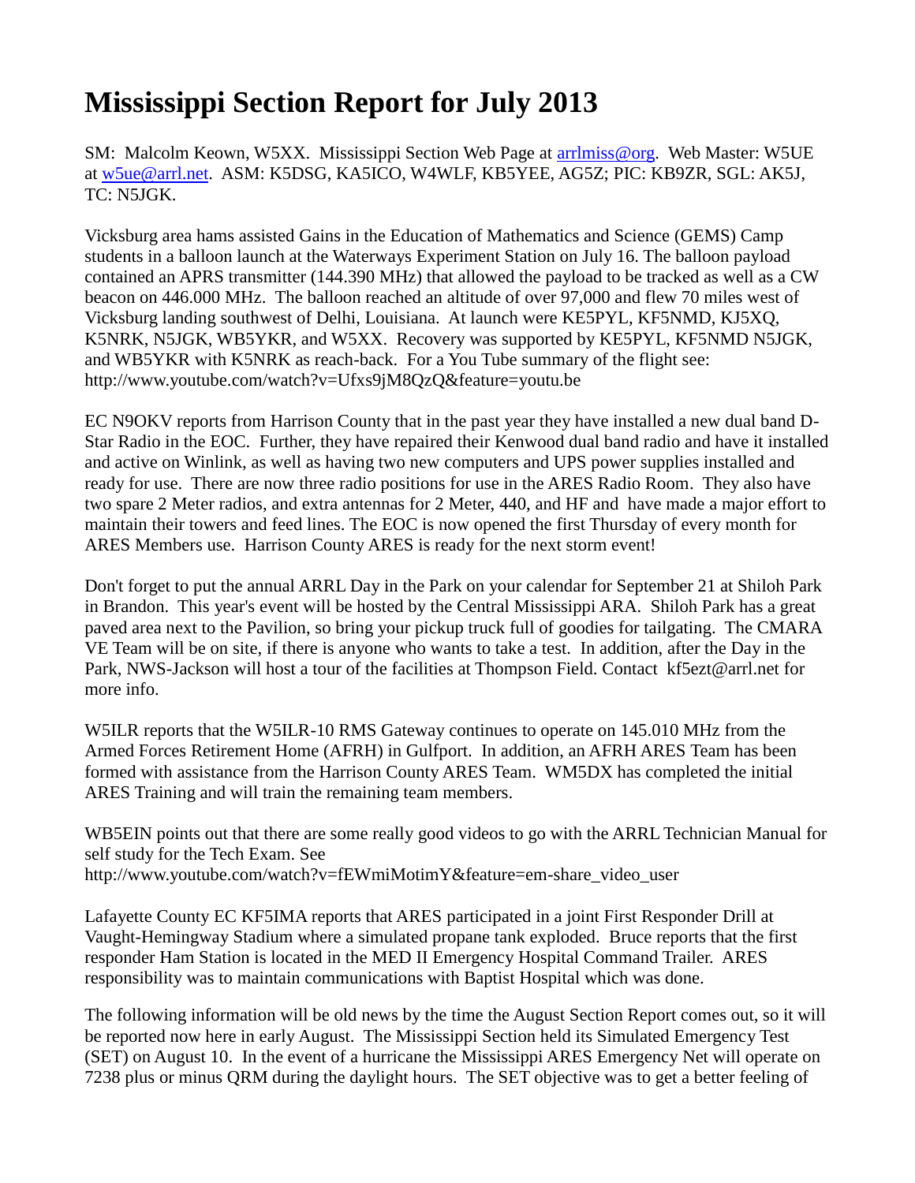# Mississippi Section Report for July 2013

SM: Malcolm Keown, W5XX. Mississippi Section Web Page at arrlmiss@org. Web Master: W5UE at w5ue@arrl.net. ASM: K5DSG, KA5ICO, W4WLF, KB5YEE, AG5Z; PIC: KB9ZR, SGL: AK5J, TC: N5JGK.

Vicksburg area hams assisted Gains in the Education of Mathematics and Science (GEMS) Camp students in a balloon launch at the Waterways Experiment Station on July 16. The balloon payload contained an APRS transmitter (144.390 MHz) that allowed the payload to be tracked as well as a CW beacon on 446.000 MHz. The balloon reached an altitude of over 97,000 and flew 70 miles west of Vicksburg landing southwest of Delhi, Louisiana. At launch were KE5PYL, KF5NMD, KJ5XQ, K5NRK, N5JGK, WB5YKR, and W5XX. Recovery was supported by KE5PYL, KF5NMD N5JGK, and WB5YKR with K5NRK as reach-back. For a You Tube summary of the flight see: http://www.youtube.com/watch?v=Ufxs9jM8QzQ&feature=youtu.be

EC N9OKV reports from Harrison County that in the past year they have installed a new dual band D-Star Radio in the EOC. Further, they have repaired their Kenwood dual band radio and have it installed and active on Winlink, as well as having two new computers and UPS power supplies installed and ready for use. There are now three radio positions for use in the ARES Radio Room. They also have two spare 2 Meter radios, and extra antennas for 2 Meter, 440, and HF and have made a major effort to maintain their towers and feed lines. The EOC is now opened the first Thursday of every month for ARES Members use. Harrison County ARES is ready for the next storm event!

Don't forget to put the annual ARRL Day in the Park on your calendar for September 21 at Shiloh Park in Brandon. This year's event will be hosted by the Central Mississippi ARA. Shiloh Park has a great paved area next to the Pavilion, so bring your pickup truck full of goodies for tailgating. The CMARA VE Team will be on site, if there is anyone who wants to take a test. In addition, after the Day in the Park, NWS-Jackson will host a tour of the facilities at Thompson Field. Contact kf5ezt@arrl.net for more info.

W5ILR reports that the W5ILR-10 RMS Gateway continues to operate on 145.010 MHz from the Armed Forces Retirement Home (AFRH) in Gulfport. In addition, an AFRH ARES Team has been formed with assistance from the Harrison County ARES Team. WM5DX has completed the initial ARES Training and will train the remaining team members.

WB5EIN points out that there are some really good videos to go with the ARRL Technician Manual for self study for the Tech Exam. See http://www.youtube.com/watch?v=fEWmiMotimY&feature=em-share_video_user

Lafayette County EC KF5IMA reports that ARES participated in a joint First Responder Drill at Vaught-Hemingway Stadium where a simulated propane tank exploded. Bruce reports that the first responder Ham Station is located in the MED II Emergency Hospital Command Trailer. ARES responsibility was to maintain communications with Baptist Hospital which was done.

The following information will be old news by the time the August Section Report comes out, so it will be reported now here in early August. The Mississippi Section held its Simulated Emergency Test (SET) on August 10. In the event of a hurricane the Mississippi ARES Emergency Net will operate on 7238 plus or minus QRM during the daylight hours. The SET objective was to get a better feeling of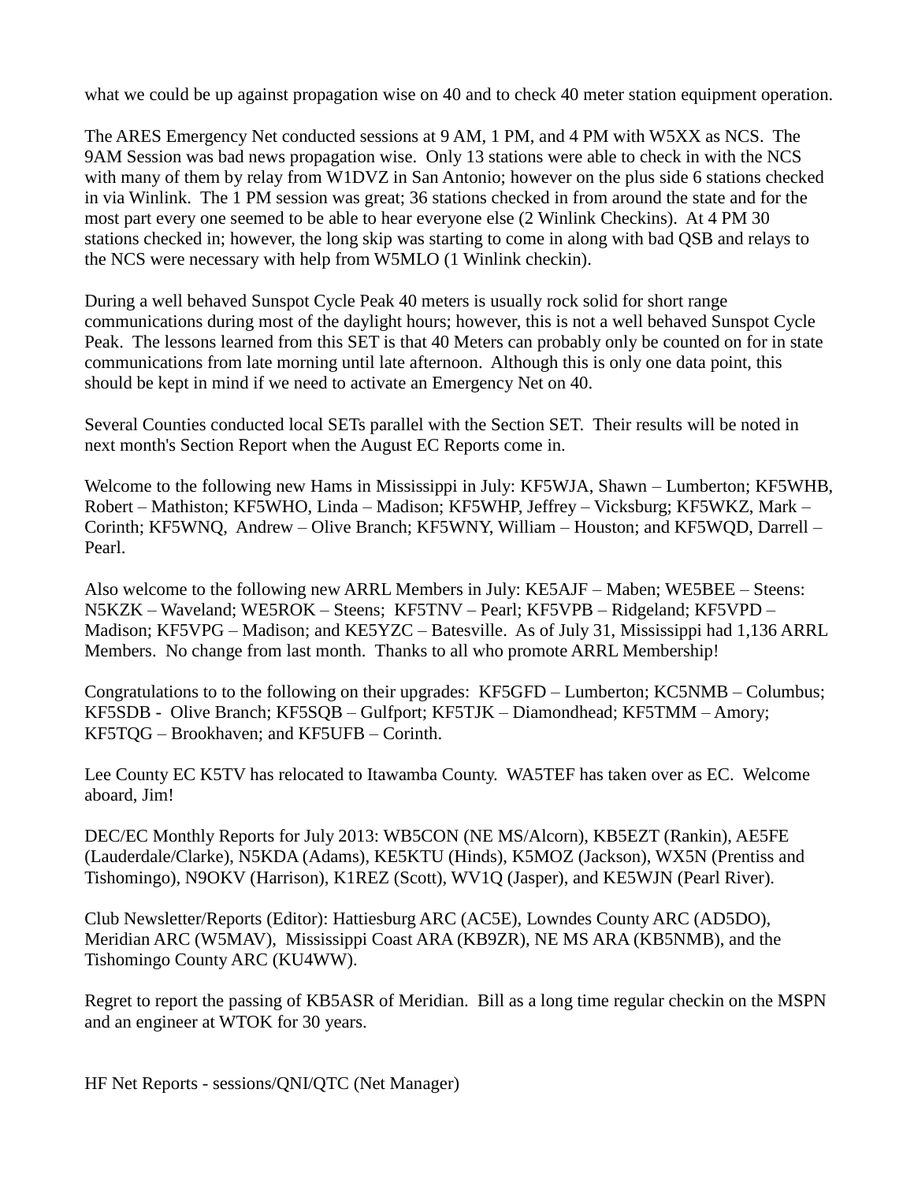what we could be up against propagation wise on 40 and to check 40 meter station equipment operation.

The ARES Emergency Net conducted sessions at 9 AM, 1 PM, and 4 PM with W5XX as NCS. The 9AM Session was bad news propagation wise. Only 13 stations were able to check in with the NCS with many of them by relay from W1DVZ in San Antonio; however on the plus side 6 stations checked in via Winlink. The 1 PM session was great; 36 stations checked in from around the state and for the most part every one seemed to be able to hear everyone else (2 Winlink Checkins). At 4 PM 30 stations checked in; however, the long skip was starting to come in along with bad QSB and relays to the NCS were necessary with help from W5MLO (1 Winlink checkin).

During a well behaved Sunspot Cycle Peak 40 meters is usually rock solid for short range communications during most of the daylight hours; however, this is not a well behaved Sunspot Cycle Peak. The lessons learned from this SET is that 40 Meters can probably only be counted on for in state communications from late morning until late afternoon. Although this is only one data point, this should be kept in mind if we need to activate an Emergency Net on 40.

Several Counties conducted local SETs parallel with the Section SET. Their results will be noted in next month's Section Report when the August EC Reports come in.

Welcome to the following new Hams in Mississippi in July: KF5WJA, Shawn – Lumberton; KF5WHB, Robert – Mathiston; KF5WHO, Linda – Madison; KF5WHP, Jeffrey – Vicksburg; KF5WKZ, Mark – Corinth; KF5WNQ, Andrew – Olive Branch; KF5WNY, William – Houston; and KF5WQD, Darrell – Pearl.

Also welcome to the following new ARRL Members in July: KE5AJF – Maben; WE5BEE – Steens: N5KZK – Waveland; WE5ROK – Steens; KF5TNV – Pearl; KF5VPB – Ridgeland; KF5VPD – Madison; KF5VPG – Madison; and KE5YZC – Batesville. As of July 31, Mississippi had 1,136 ARRL Members. No change from last month. Thanks to all who promote ARRL Membership!

Congratulations to to the following on their upgrades: KF5GFD – Lumberton; KC5NMB – Columbus; KF5SDB - Olive Branch; KF5SQB – Gulfport; KF5TJK – Diamondhead; KF5TMM – Amory; KF5TQG – Brookhaven; and KF5UFB – Corinth.

Lee County EC K5TV has relocated to Itawamba County. WA5TEF has taken over as EC. Welcome aboard, Jim!

DEC/EC Monthly Reports for July 2013: WB5CON (NE MS/Alcorn), KB5EZT (Rankin), AE5FE (Lauderdale/Clarke), N5KDA (Adams), KE5KTU (Hinds), K5MOZ (Jackson), WX5N (Prentiss and Tishomingo), N9OKV (Harrison), K1REZ (Scott), WV1Q (Jasper), and KE5WJN (Pearl River).

Club Newsletter/Reports (Editor): Hattiesburg ARC (AC5E), Lowndes County ARC (AD5DO), Meridian ARC (W5MAV), Mississippi Coast ARA (KB9ZR), NE MS ARA (KB5NMB), and the Tishomingo County ARC (KU4WW).

Regret to report the passing of KB5ASR of Meridian. Bill as a long time regular checkin on the MSPN and an engineer at WTOK for 30 years.

HF Net Reports - sessions/QNI/QTC (Net Manager)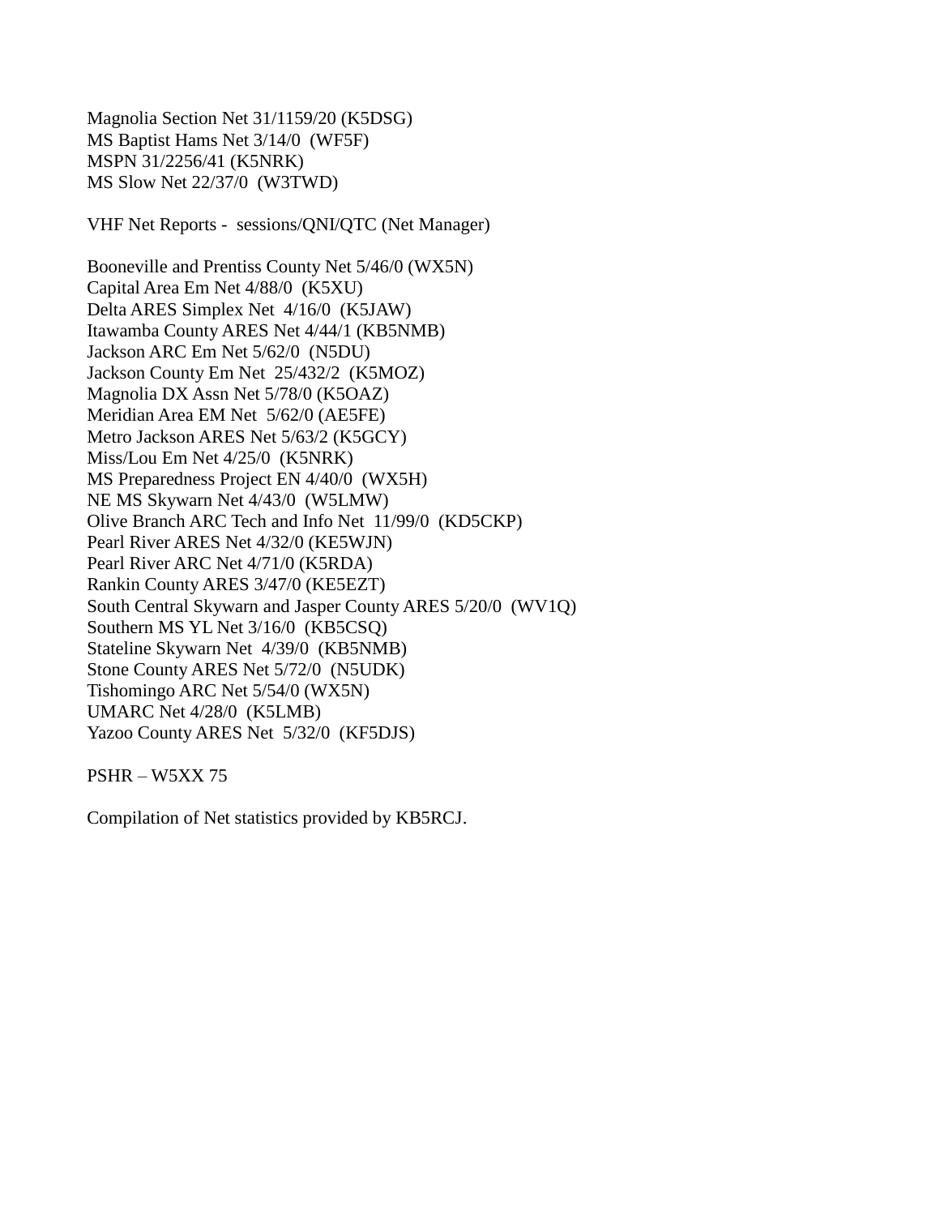Magnolia Section Net 31/1159/20 (K5DSG)
MS Baptist Hams Net 3/14/0 (WF5F)
MSPN 31/2256/41 (K5NRK)
MS Slow Net 22/37/0 (W3TWD)

VHF Net Reports - sessions/QNI/QTC (Net Manager)

Booneville and Prentiss County Net 5/46/0 (WX5N)
Capital Area Em Net 4/88/0 (K5XU)
Delta ARES Simplex Net 4/16/0 (K5JAW)
Itawamba County ARES Net 4/44/1 (KB5NMB)
Jackson ARC Em Net 5/62/0 (N5DU)
Jackson County Em Net 25/432/2 (K5MOZ)
Magnolia DX Assn Net 5/78/0 (K5OAZ)
Meridian Area EM Net 5/62/0 (AE5FE)
Metro Jackson ARES Net 5/63/2 (K5GCY)
Miss/Lou Em Net 4/25/0 (K5NRK)
MS Preparedness Project EN 4/40/0 (WX5H)
NE MS Skywarn Net 4/43/0 (W5LMW)
Olive Branch ARC Tech and Info Net 11/99/0 (KD5CKP)
Pearl River ARES Net 4/32/0 (KE5WJN)
Pearl River ARC Net 4/71/0 (K5RDA)
Rankin County ARES 3/47/0 (KE5EZT)
South Central Skywarn and Jasper County ARES 5/20/0 (WV1Q)
Southern MS YL Net 3/16/0 (KB5CSQ)
Stateline Skywarn Net 4/39/0 (KB5NMB)
Stone County ARES Net 5/72/0 (N5UDK)
Tishomingo ARC Net 5/54/0 (WX5N)
UMARC Net 4/28/0 (K5LMB)
Yazoo County ARES Net 5/32/0 (KF5DJS)

PSHR – W5XX 75

Compilation of Net statistics provided by KB5RCJ.